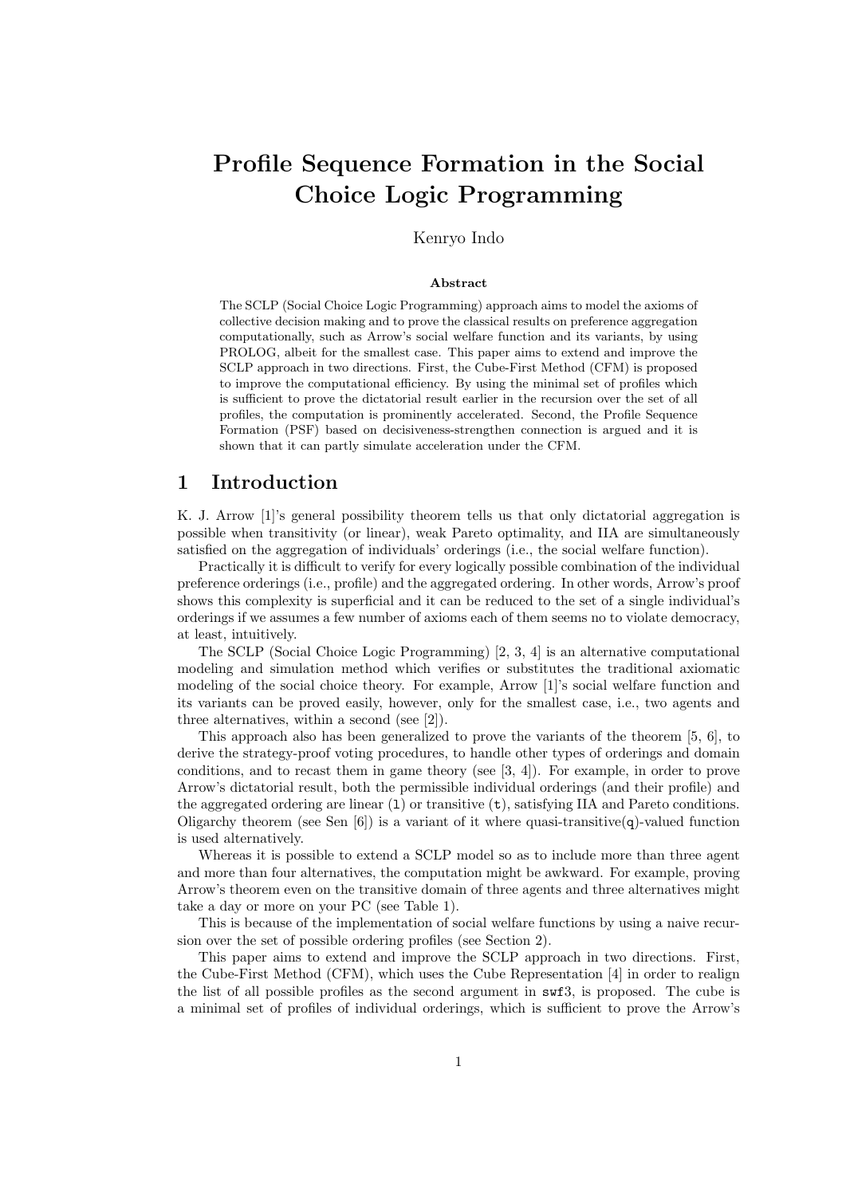# Profile Sequence Formation in the Social Choice Logic Programming

Kenryo Indo

### Abstract

The SCLP (Social Choice Logic Programming) approach aims to model the axioms of collective decision making and to prove the classical results on preference aggregation computationally, such as Arrow's social welfare function and its variants, by using PROLOG, albeit for the smallest case. This paper aims to extend and improve the SCLP approach in two directions. First, the Cube-First Method (CFM) is proposed to improve the computational efficiency. By using the minimal set of profiles which is sufficient to prove the dictatorial result earlier in the recursion over the set of all profiles, the computation is prominently accelerated. Second, the Profile Sequence Formation (PSF) based on decisiveness-strengthen connection is argued and it is shown that it can partly simulate acceleration under the CFM.

## 1 Introduction

K. J. Arrow [1]'s general possibility theorem tells us that only dictatorial aggregation is possible when transitivity (or linear), weak Pareto optimality, and IIA are simultaneously satisfied on the aggregation of individuals' orderings (i.e., the social welfare function).

Practically it is difficult to verify for every logically possible combination of the individual preference orderings (i.e., profile) and the aggregated ordering. In other words, Arrow's proof shows this complexity is superficial and it can be reduced to the set of a single individual's orderings if we assumes a few number of axioms each of them seems no to violate democracy, at least, intuitively.

The SCLP (Social Choice Logic Programming) [2, 3, 4] is an alternative computational modeling and simulation method which verifies or substitutes the traditional axiomatic modeling of the social choice theory. For example, Arrow [1]'s social welfare function and its variants can be proved easily, however, only for the smallest case, i.e., two agents and three alternatives, within a second (see [2]).

This approach also has been generalized to prove the variants of the theorem [5, 6], to derive the strategy-proof voting procedures, to handle other types of orderings and domain conditions, and to recast them in game theory (see [3, 4]). For example, in order to prove Arrow's dictatorial result, both the permissible individual orderings (and their profile) and the aggregated ordering are linear (`l`) or transitive (`t`), satisfying IIA and Pareto conditions. Oligarchy theorem (see Sen [6]) is a variant of it where quasi-transitive(`q`)-valued function is used alternatively.

Whereas it is possible to extend a SCLP model so as to include more than three agent and more than four alternatives, the computation might be awkward. For example, proving Arrow's theorem even on the transitive domain of three agents and three alternatives might take a day or more on your PC (see Table 1).

This is because of the implementation of social welfare functions by using a naive recursion over the set of possible ordering profiles (see Section 2).

This paper aims to extend and improve the SCLP approach in two directions. First, the Cube-First Method (CFM), which uses the Cube Representation [4] in order to realign the list of all possible profiles as the second argument in `swf3`, is proposed. The cube is a minimal set of profiles of individual orderings, which is sufficient to prove the Arrow's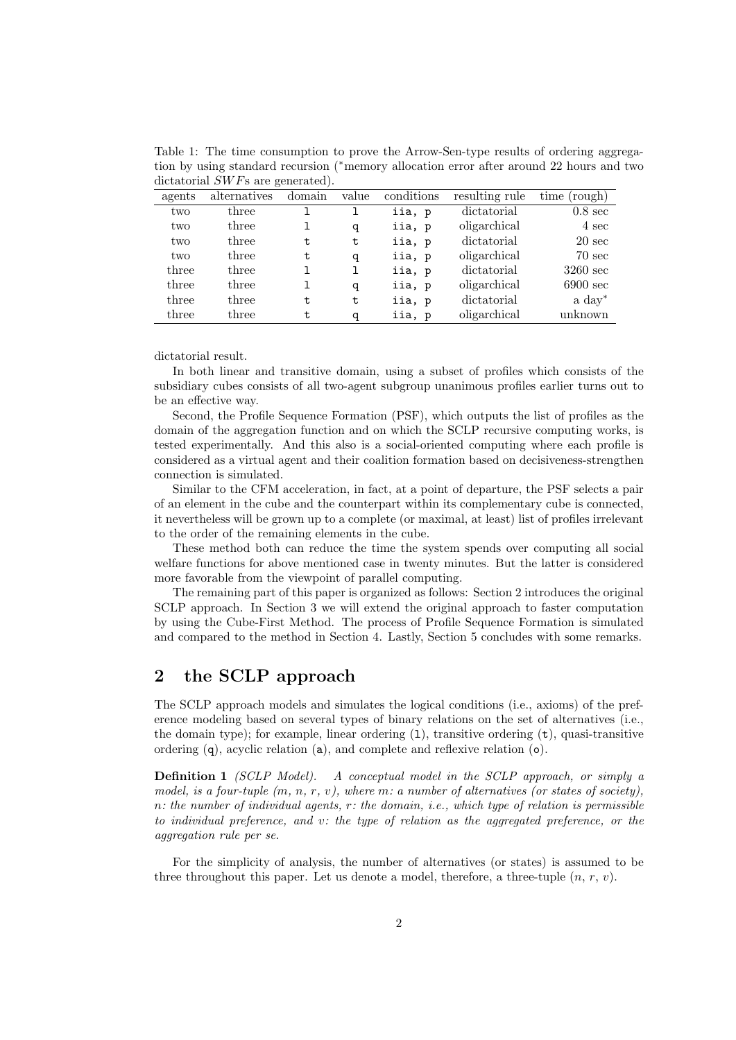Table 1: The time consumption to prove the Arrow-Sen-type results of ordering aggregation by using standard recursion (*memory allocation error after around 22 hours and two dictatorial *SWF*s are generated).

| agents | alternatives | domain | value | conditions | resulting rule | time (rough) |
|---|---|---|---|---|---|---|
| two | three | `l` | `l` | `iia, p` | dictatorial | 0.8 sec |
| two | three | `l` | `q` | `iia, p` | oligarchical | 4 sec |
| two | three | `t` | `t` | `iia, p` | dictatorial | 20 sec |
| two | three | `t` | `q` | `iia, p` | oligarchical | 70 sec |
| three | three | `l` | `l` | `iia, p` | dictatorial | 3260 sec |
| three | three | `l` | `q` | `iia, p` | oligarchical | 6900 sec |
| three | three | `t` | `t` | `iia, p` | dictatorial | a day* |
| three | three | `t` | `q` | `iia, p` | oligarchical | unknown |

dictatorial result.

In both linear and transitive domain, using a subset of profiles which consists of the subsidiary cubes consists of all two-agent subgroup unanimous profiles earlier turns out to be an effective way.

Second, the Profile Sequence Formation (PSF), which outputs the list of profiles as the domain of the aggregation function and on which the SCLP recursive computing works, is tested experimentally. And this also is a social-oriented computing where each profile is considered as a virtual agent and their coalition formation based on decisiveness-strengthen connection is simulated.

Similar to the CFM acceleration, in fact, at a point of departure, the PSF selects a pair of an element in the cube and the counterpart within its complementary cube is connected, it nevertheless will be grown up to a complete (or maximal, at least) list of profiles irrelevant to the order of the remaining elements in the cube.

These method both can reduce the time the system spends over computing all social welfare functions for above mentioned case in twenty minutes. But the latter is considered more favorable from the viewpoint of parallel computing.

The remaining part of this paper is organized as follows: Section 2 introduces the original SCLP approach. In Section 3 we will extend the original approach to faster computation by using the Cube-First Method. The process of Profile Sequence Formation is simulated and compared to the method in Section 4. Lastly, Section 5 concludes with some remarks.

## 2 the SCLP approach

The SCLP approach models and simulates the logical conditions (i.e., axioms) of the preference modeling based on several types of binary relations on the set of alternatives (i.e., the domain type); for example, linear ordering (`l`), transitive ordering (`t`), quasi-transitive ordering (`q`), acyclic relation (`a`), and complete and reflexive relation (`o`).

**Definition 1** *(SCLP Model). A conceptual model in the SCLP approach, or simply a model, is a four-tuple ($m$, $n$, $r$, $v$), where $m$: a number of alternatives (or states of society), $n$: the number of individual agents, $r$: the domain, i.e., which type of relation is permissible to individual preference, and $v$: the type of relation as the aggregated preference, or the aggregation rule per se.*

For the simplicity of analysis, the number of alternatives (or states) is assumed to be three throughout this paper. Let us denote a model, therefore, a three-tuple ($n$, $r$, $v$).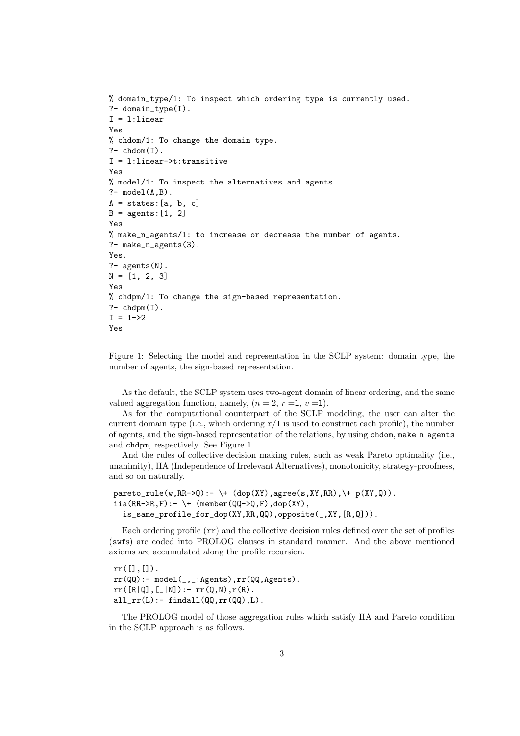```
% domain_type/1: To inspect which ordering type is currently used.
?- domain_type(I).
I = l:linear
Yes
% chdom/1: To change the domain type.
?- chdom(I).
I = l:linear->t:transitive
Yes
% model/1: To inspect the alternatives and agents.
?- model(A,B).
A = states:[a, b, c]
B = agents:[1, 2]
Yes
% make_n_agents/1: to increase or decrease the number of agents.
?- make_n_agents(3).
Yes.
?- agents(N).
N = [1, 2, 3]
Yes
% chdpm/1: To change the sign-based representation.
?- chdpm(I).
I = 1->2
Yes
```

Figure 1: Selecting the model and representation in the SCLP system: domain type, the number of agents, the sign-based representation.

As the default, the SCLP system uses two-agent domain of linear ordering, and the same valued aggregation function, namely, ($n = 2$, $r =$l, $v =$l).

As for the computational counterpart of the SCLP modeling, the user can alter the current domain type (i.e., which ordering `r/1` is used to construct each profile), the number of agents, and the sign-based representation of the relations, by using `chdom`, `make_n_agents` and `chdpm`, respectively. See Figure 1.

And the rules of collective decision making rules, such as weak Pareto optimality (i.e., unanimity), IIA (Independence of Irrelevant Alternatives), monotonicity, strategy-proofness, and so on naturally.

```
pareto_rule(w,RR->Q):- \+ (dop(XY),agree(s,XY,RR),\+ p(XY,Q)).
iia(RR->R,F):- \+ (member(QQ->Q,F),dop(XY),
  is_same_profile_for_dop(XY,RR,QQ),opposite(_,XY,[R,Q])).
```

Each ordering profile (`rr`) and the collective decision rules defined over the set of profiles (`swfs`) are coded into PROLOG clauses in standard manner. And the above mentioned axioms are accumulated along the profile recursion.

```
rr([],[]).
rr(QQ):- model(_,_:Agents),rr(QQ,Agents).
rr([R|Q],[_|N]):- rr(Q,N),r(R).
all_rr(L):- findall(QQ,rr(QQ),L).
```

The PROLOG model of those aggregation rules which satisfy IIA and Pareto condition in the SCLP approach is as follows.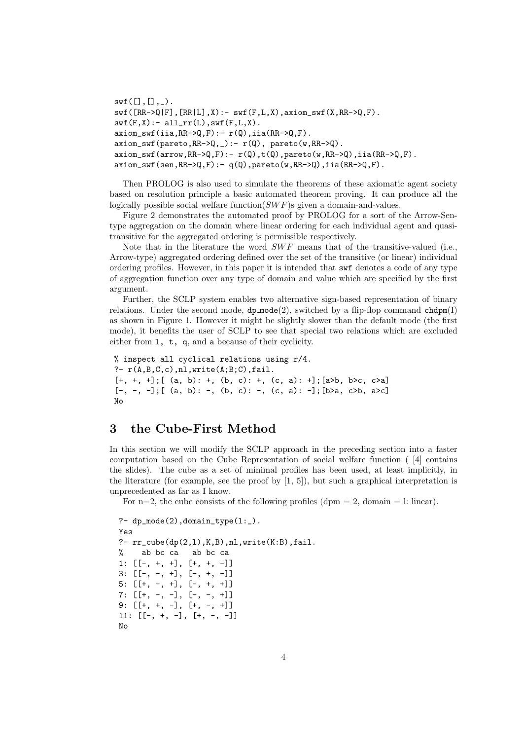```
swf([],[],_).
swf([RR->Q|F],[RR|L],X):- swf(F,L,X),axiom_swf(X,RR->Q,F).
swf(F,X):- all_rr(L),swf(F,L,X).
axiom_swf(iia,RR->Q,F):- r(Q),iia(RR->Q,F).
axiom_swf(pareto,RR->Q,_):- r(Q), pareto(w,RR->Q).
axiom_swf(arrow,RR->Q,F):- r(Q),t(Q),pareto(w,RR->Q),iia(RR->Q,F).
axiom_swf(sen,RR->Q,F):- q(Q),pareto(w,RR->Q),iia(RR->Q,F).
```

Then PROLOG is also used to simulate the theorems of these axiomatic agent society based on resolution principle a basic automated theorem proving. It can produce all the logically possible social welfare function($SWF$)s given a domain-and-values.

Figure 2 demonstrates the automated proof by PROLOG for a sort of the Arrow-Sen-type aggregation on the domain where linear ordering for each individual agent and quasi-transitive for the aggregated ordering is permissible respectively.

Note that in the literature the word $SWF$ means that of the transitive-valued (i.e., Arrow-type) aggregated ordering defined over the set of the transitive (or linear) individual ordering profiles. However, in this paper it is intended that `swf` denotes a code of any type of aggregation function over any type of domain and value which are specified by the first argument.

Further, the SCLP system enables two alternative sign-based representation of binary relations. Under the second mode, `dp_mode(2)`, switched by a flip-flop command `chdpm(I)` as shown in Figure 1. However it might be slightly slower than the default mode (the first mode), it benefits the user of SCLP to see that special two relations which are excluded either from `l`, `t`, `q`, and `a` because of their cyclicity.

```
% inspect all cyclical relations using r/4.
?- r(A,B,C,c),nl,write(A;B;C),fail.
[+, +, +];[ (a, b): +, (b, c): +, (c, a): +];[a>b, b>c, c>a]
[-, -, -];[ (a, b): -, (b, c): -, (c, a): -];[b>a, c>b, a>c]
No
```

## 3 the Cube-First Method

In this section we will modify the SCLP approach in the preceding section into a faster computation based on the Cube Representation of social welfare function ( [4] contains the slides). The cube as a set of minimal profiles has been used, at least implicitly, in the literature (for example, see the proof by [1, 5]), but such a graphical interpretation is unprecedented as far as I know.

For n=2, the cube consists of the following profiles (dpm = 2, domain = l: linear).

```
?- dp_mode(2),domain_type(l:_).
Yes
?- rr_cube(dp(2,l),K,B),nl,write(K:B),fail.
%    ab bc ca   ab bc ca
1: [[-, +, +], [+, +, -]]
3: [[-, -, +], [-, +, -]]
5: [[+, -, +], [-, +, +]]
7: [[+, -, -], [-, -, +]]
9: [[+, +, -], [+, -, +]]
11: [[-, +, -], [+, -, -]]
No
```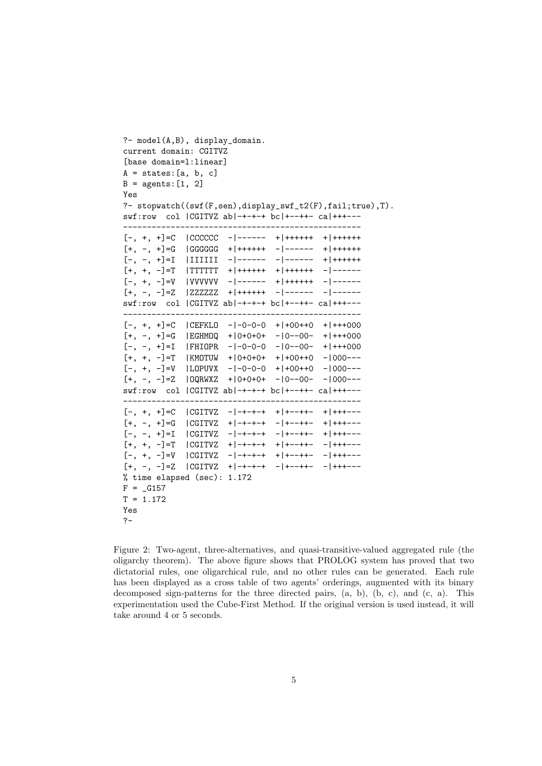```
?- model(A,B), display_domain.
current domain: CGITVZ
[base domain=l:linear]
A = states:[a, b, c]
B = agents:[1, 2]
Yes
?- stopwatch((swf(F,sen),display_swf_t2(F),fail;true),T).
swf:row  col |CGITVZ ab|-+-+-+ bc|+--++- ca|+++---
--------------------------------------------------
[-, +, +]=C  |CCCCCC  -|------  +|++++++  +|++++++
[+, -, +]=G  |GGGGGG  +|++++++  -|------  +|++++++
[-, -, +]=I  |IIIIII  -|------  -|------  +|++++++
[+, +, -]=T  |TTTTTT  +|++++++  +|++++++  -|------
[-, +, -]=V  |VVVVVV  -|------  +|++++++  -|------
[+, -, -]=Z  |ZZZZZZ  +|++++++  -|------  -|------
swf:row  col |CGITVZ ab|-+-+-+ bc|+--++- ca|+++---
--------------------------------------------------
[-, +, +]=C  |CEFKLO  -|-0-0-0  +|+00++0  +|+++000
[+, -, +]=G  |EGHMOQ  +|0+0+0+  -|0--00-  +|+++000
[-, -, +]=I  |FHIOPR  -|-0-0-0  -|0--00-  +|+++000
[+, +, -]=T  |KMOTUW  +|0+0+0+  +|+00++0  -|000---
[-, +, -]=V  |LOPUVX  -|-0-0-0  +|+00++0  -|000---
[+, -, -]=Z  |OQRWXZ  +|0+0+0+  -|0--00-  -|000---
swf:row  col |CGITVZ ab|-+-+-+ bc|+--++- ca|+++---
--------------------------------------------------
[-, +, +]=C  |CGITVZ  -|-+-+-+  +|+--++-  +|+++---
[+, -, +]=G  |CGITVZ  +|-+-+-+  -|+--++-  +|+++---
[-, -, +]=I  |CGITVZ  -|-+-+-+  -|+--++-  +|+++---
[+, +, -]=T  |CGITVZ  +|-+-+-+  +|+--++-  -|+++---
[-, +, -]=V  |CGITVZ  -|-+-+-+  +|+--++-  -|+++---
[+, -, -]=Z  |CGITVZ  +|-+-+-+  -|+--++-  -|+++---
% time elapsed (sec): 1.172
F = _G157
T = 1.172
Yes
?-
```

Figure 2: Two-agent, three-alternatives, and quasi-transitive-valued aggregated rule (the oligarchy theorem). The above figure shows that PROLOG system has proved that two dictatorial rules, one oligarchical rule, and no other rules can be generated. Each rule has been displayed as a cross table of two agents' orderings, augmented with its binary decomposed sign-patterns for the three directed pairs, (a, b), (b, c), and (c, a). This experimentation used the Cube-First Method. If the original version is used instead, it will take around 4 or 5 seconds.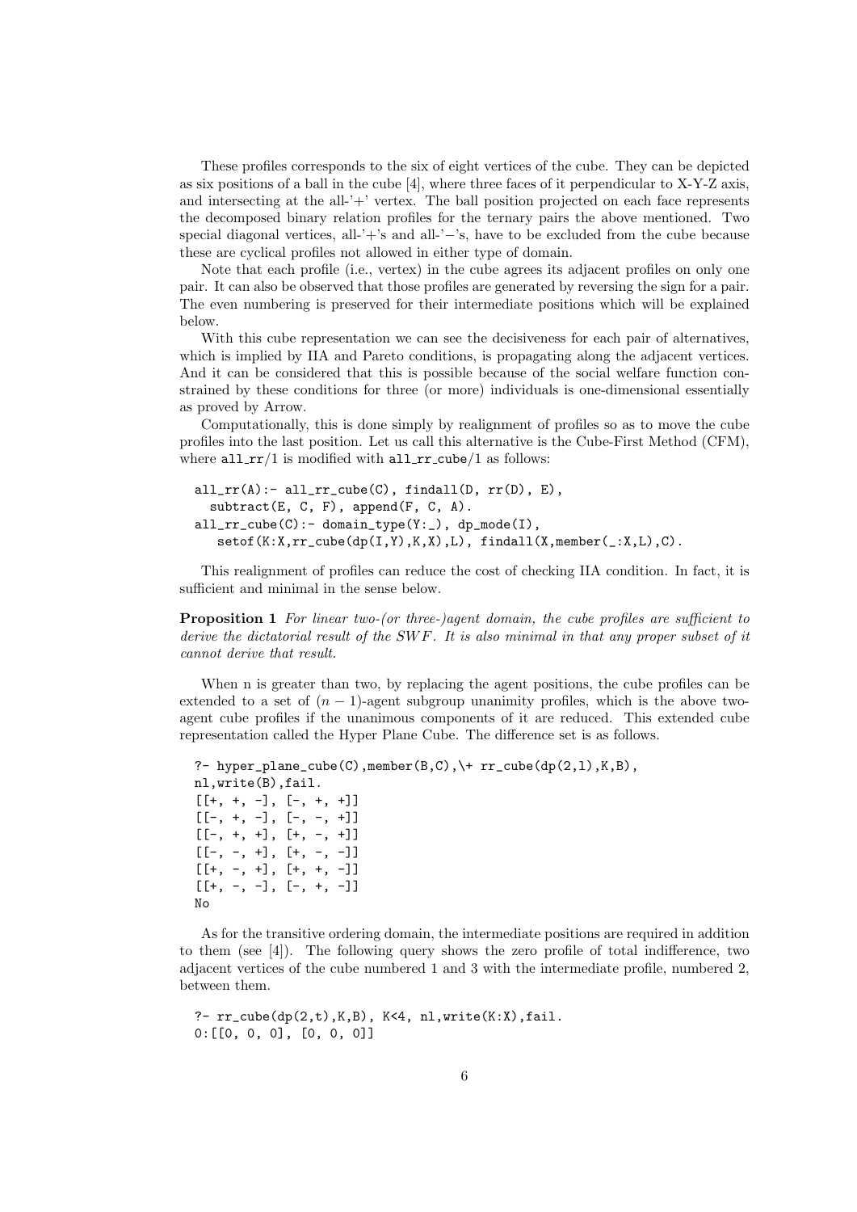These profiles corresponds to the six of eight vertices of the cube. They can be depicted as six positions of a ball in the cube [4], where three faces of it perpendicular to X-Y-Z axis, and intersecting at the all-'+' vertex. The ball position projected on each face represents the decomposed binary relation profiles for the ternary pairs the above mentioned. Two special diagonal vertices, all-'+'s and all-'−'s, have to be excluded from the cube because these are cyclical profiles not allowed in either type of domain.

Note that each profile (i.e., vertex) in the cube agrees its adjacent profiles on only one pair. It can also be observed that those profiles are generated by reversing the sign for a pair. The even numbering is preserved for their intermediate positions which will be explained below.

With this cube representation we can see the decisiveness for each pair of alternatives, which is implied by IIA and Pareto conditions, is propagating along the adjacent vertices. And it can be considered that this is possible because of the social welfare function constrained by these conditions for three (or more) individuals is one-dimensional essentially as proved by Arrow.

Computationally, this is done simply by realignment of profiles so as to move the cube profiles into the last position. Let us call this alternative is the Cube-First Method (CFM), where all_rr/1 is modified with all_rr_cube/1 as follows:

```
all_rr(A):- all_rr_cube(C), findall(D, rr(D), E),
  subtract(E, C, F), append(F, C, A).
all_rr_cube(C):- domain_type(Y:_), dp_mode(I),
   setof(K:X,rr_cube(dp(I,Y),K,X),L), findall(X,member(_:X,L),C).
```

This realignment of profiles can reduce the cost of checking IIA condition. In fact, it is sufficient and minimal in the sense below.

**Proposition 1** *For linear two-(or three-)agent domain, the cube profiles are sufficient to derive the dictatorial result of the SWF. It is also minimal in that any proper subset of it cannot derive that result.*

When n is greater than two, by replacing the agent positions, the cube profiles can be extended to a set of $(n-1)$-agent subgroup unanimity profiles, which is the above two-agent cube profiles if the unanimous components of it are reduced. This extended cube representation called the Hyper Plane Cube. The difference set is as follows.

```
?- hyper_plane_cube(C),member(B,C),\+ rr_cube(dp(2,l),K,B),
nl,write(B),fail.
[[+, +, -], [-, +, +]]
[[-, +, -], [-, -, +]]
[[-, +, +], [+, -, +]]
[[-, -, +], [+, -, -]]
[[+, -, +], [+, +, -]]
[[+, -, -], [-, +, -]]
No
```

As for the transitive ordering domain, the intermediate positions are required in addition to them (see [4]). The following query shows the zero profile of total indifference, two adjacent vertices of the cube numbered 1 and 3 with the intermediate profile, numbered 2, between them.

```
?- rr_cube(dp(2,t),K,B), K<4, nl,write(K:X),fail.
0:[[0, 0, 0], [0, 0, 0]]
```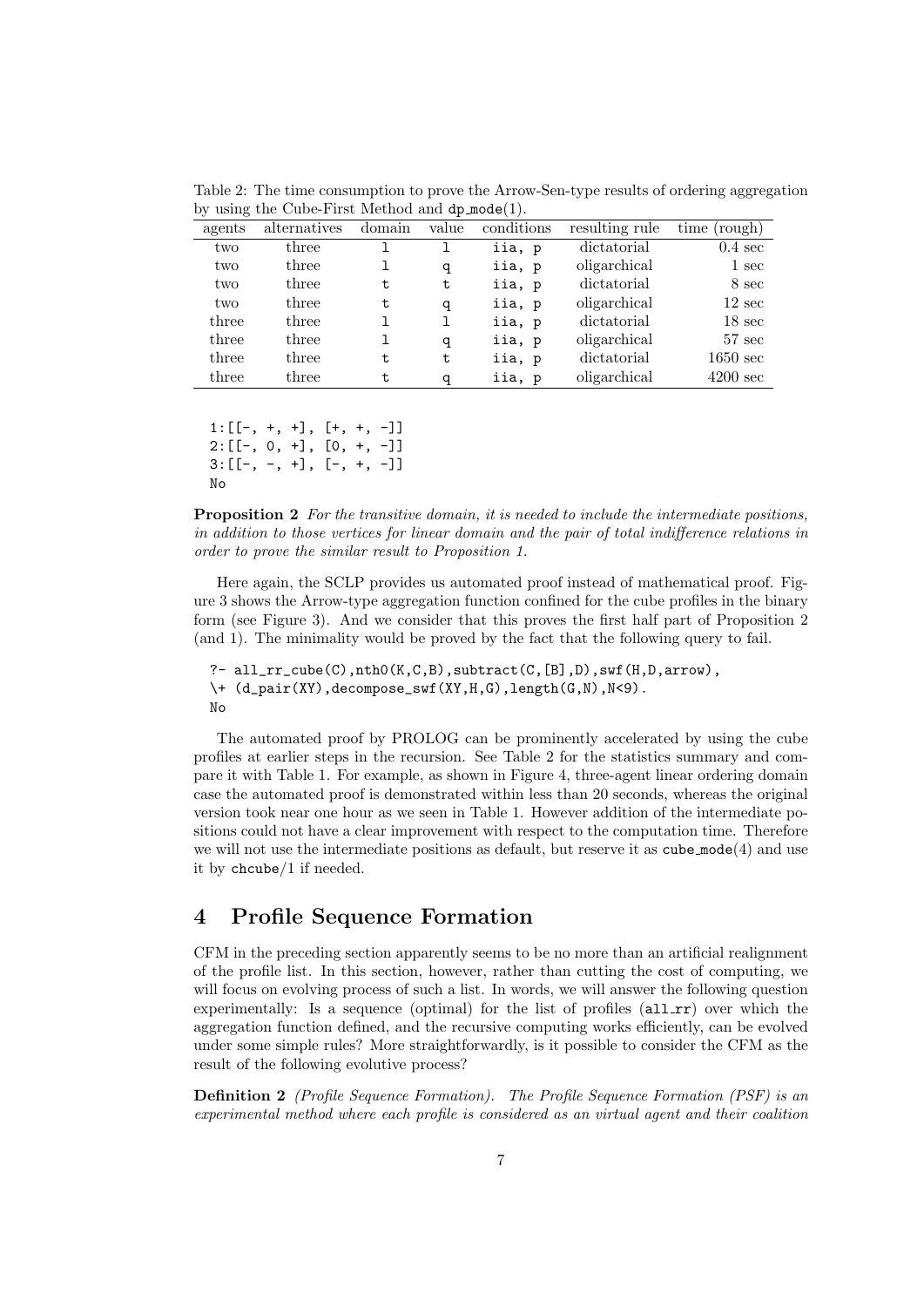Table 2: The time consumption to prove the Arrow-Sen-type results of ordering aggregation by using the Cube-First Method and `dp_mode`(1).

| agents | alternatives | domain | value | conditions | resulting rule | time (rough) |
|---|---|---|---|---|---|---|
| two | three | `l` | `l` | `iia, p` | dictatorial | 0.4 sec |
| two | three | `l` | `q` | `iia, p` | oligarchical | 1 sec |
| two | three | `t` | `t` | `iia, p` | dictatorial | 8 sec |
| two | three | `t` | `q` | `iia, p` | oligarchical | 12 sec |
| three | three | `l` | `l` | `iia, p` | dictatorial | 18 sec |
| three | three | `l` | `q` | `iia, p` | oligarchical | 57 sec |
| three | three | `t` | `t` | `iia, p` | dictatorial | 1650 sec |
| three | three | `t` | `q` | `iia, p` | oligarchical | 4200 sec |

```
1:[[-, +, +], [+, +, -]]
2:[[-, 0, +], [0, +, -]]
3:[[-, -, +], [-, +, -]]
No
```

**Proposition 2** *For the transitive domain, it is needed to include the intermediate positions, in addition to those vertices for linear domain and the pair of total indifference relations in order to prove the similar result to Proposition 1.*

Here again, the SCLP provides us automated proof instead of mathematical proof. Figure 3 shows the Arrow-type aggregation function confined for the cube profiles in the binary form (see Figure 3). And we consider that this proves the first half part of Proposition 2 (and 1). The minimality would be proved by the fact that the following query to fail.

```
?- all_rr_cube(C),nth0(K,C,B),subtract(C,[B],D),swf(H,D,arrow),
\+ (d_pair(XY),decompose_swf(XY,H,G),length(G,N),N<9).
No
```

The automated proof by PROLOG can be prominently accelerated by using the cube profiles at earlier steps in the recursion. See Table 2 for the statistics summary and compare it with Table 1. For example, as shown in Figure 4, three-agent linear ordering domain case the automated proof is demonstrated within less than 20 seconds, whereas the original version took near one hour as we seen in Table 1. However addition of the intermediate positions could not have a clear improvement with respect to the computation time. Therefore we will not use the intermediate positions as default, but reserve it as `cube_mode`(4) and use it by `chcube`/1 if needed.

## 4 Profile Sequence Formation

CFM in the preceding section apparently seems to be no more than an artificial realignment of the profile list. In this section, however, rather than cutting the cost of computing, we will focus on evolving process of such a list. In words, we will answer the following question experimentally: Is a sequence (optimal) for the list of profiles (`all_rr`) over which the aggregation function defined, and the recursive computing works efficiently, can be evolved under some simple rules? More straightforwardly, is it possible to consider the CFM as the result of the following evolutive process?

**Definition 2** *(Profile Sequence Formation). The Profile Sequence Formation (PSF) is an experimental method where each profile is considered as an virtual agent and their coalition*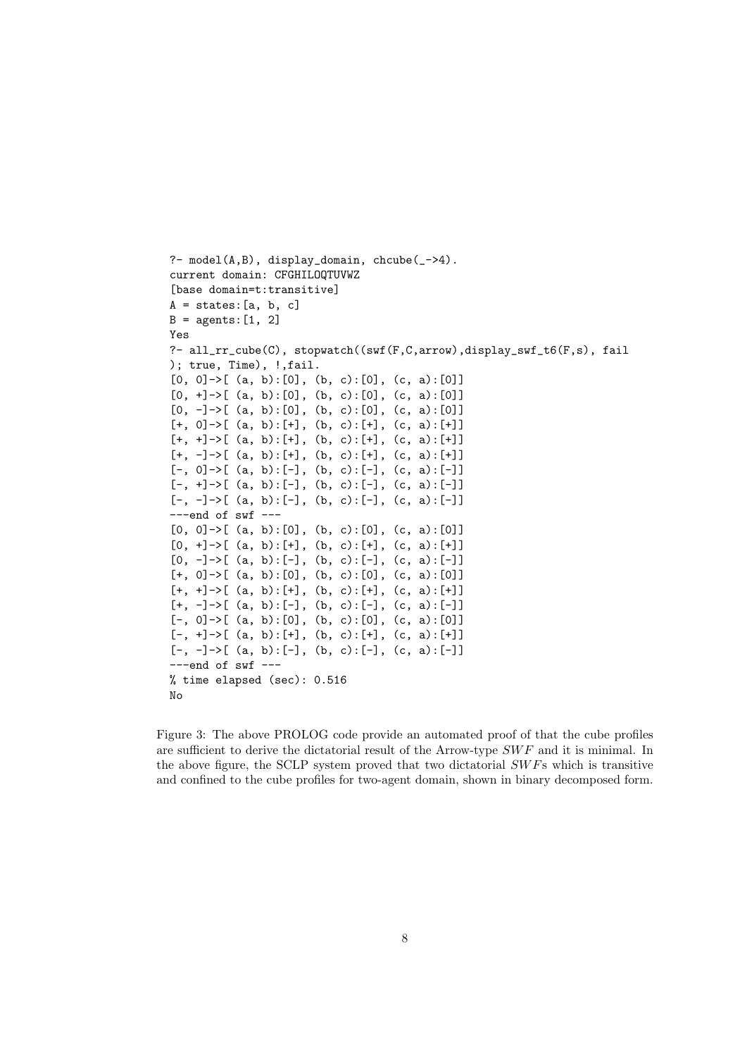```
?- model(A,B), display_domain, chcube(_->4).
current domain: CFGHILOQTUVWZ
[base domain=t:transitive]
A = states:[a, b, c]
B = agents:[1, 2]
Yes
?- all_rr_cube(C), stopwatch((swf(F,C,arrow),display_swf_t6(F,s), fail
); true, Time), !,fail.
[0, 0]->[ (a, b):[0], (b, c):[0], (c, a):[0]]
[0, +]->[ (a, b):[0], (b, c):[0], (c, a):[0]]
[0, -]->[ (a, b):[0], (b, c):[0], (c, a):[0]]
[+, 0]->[ (a, b):[+], (b, c):[+], (c, a):[+]]
[+, +]->[ (a, b):[+], (b, c):[+], (c, a):[+]]
[+, -]->[ (a, b):[+], (b, c):[+], (c, a):[+]]
[-, 0]->[ (a, b):[-], (b, c):[-], (c, a):[-]]
[-, +]->[ (a, b):[-], (b, c):[-], (c, a):[-]]
[-, -]->[ (a, b):[-], (b, c):[-], (c, a):[-]]
---end of swf ---
[0, 0]->[ (a, b):[0], (b, c):[0], (c, a):[0]]
[0, +]->[ (a, b):[+], (b, c):[+], (c, a):[+]]
[0, -]->[ (a, b):[-], (b, c):[-], (c, a):[-]]
[+, 0]->[ (a, b):[0], (b, c):[0], (c, a):[0]]
[+, +]->[ (a, b):[+], (b, c):[+], (c, a):[+]]
[+, -]->[ (a, b):[-], (b, c):[-], (c, a):[-]]
[-, 0]->[ (a, b):[0], (b, c):[0], (c, a):[0]]
[-, +]->[ (a, b):[+], (b, c):[+], (c, a):[+]]
[-, -]->[ (a, b):[-], (b, c):[-], (c, a):[-]]
---end of swf ---
% time elapsed (sec): 0.516
No
```

Figure 3: The above PROLOG code provide an automated proof of that the cube profiles are sufficient to derive the dictatorial result of the Arrow-type $SWF$ and it is minimal. In the above figure, the SCLP system proved that two dictatorial $SWF$s which is transitive and confined to the cube profiles for two-agent domain, shown in binary decomposed form.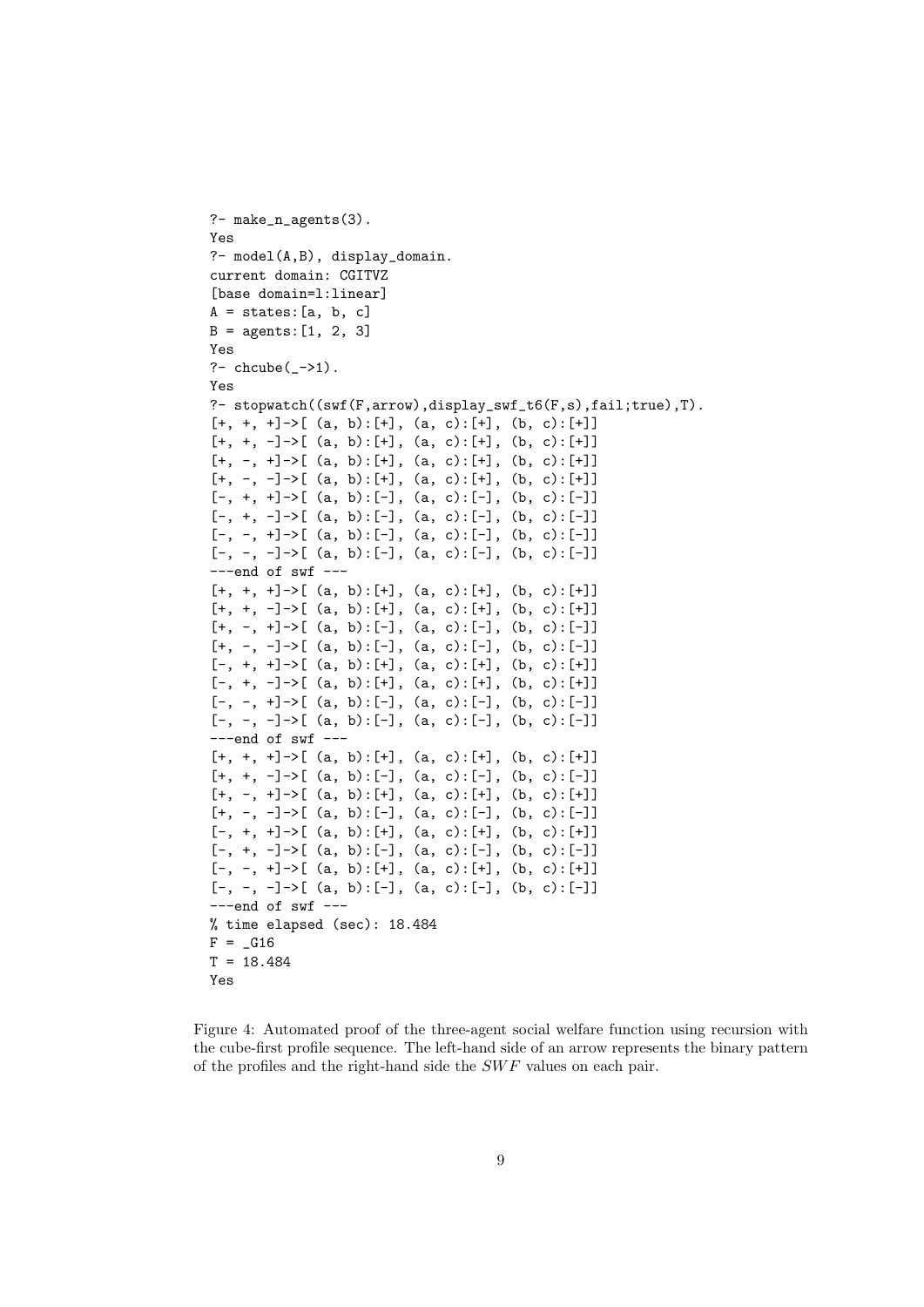```
?- make_n_agents(3).
Yes
?- model(A,B), display_domain.
current domain: CGITVZ
[base domain=l:linear]
A = states:[a, b, c]
B = agents:[1, 2, 3]
Yes
?- chcube(_->1).
Yes
?- stopwatch((swf(F,arrow),display_swf_t6(F,s),fail;true),T).
[+, +, +]->[ (a, b):[+], (a, c):[+], (b, c):[+]]
[+, +, -]->[ (a, b):[+], (a, c):[+], (b, c):[+]]
[+, -, +]->[ (a, b):[+], (a, c):[+], (b, c):[+]]
[+, -, -]->[ (a, b):[+], (a, c):[+], (b, c):[+]]
[-, +, +]->[ (a, b):[-], (a, c):[-], (b, c):[-]]
[-, +, -]->[ (a, b):[-], (a, c):[-], (b, c):[-]]
[-, -, +]->[ (a, b):[-], (a, c):[-], (b, c):[-]]
[-, -, -]->[ (a, b):[-], (a, c):[-], (b, c):[-]]
---end of swf ---
[+, +, +]->[ (a, b):[+], (a, c):[+], (b, c):[+]]
[+, +, -]->[ (a, b):[+], (a, c):[+], (b, c):[+]]
[+, -, +]->[ (a, b):[-], (a, c):[-], (b, c):[-]]
[+, -, -]->[ (a, b):[-], (a, c):[-], (b, c):[-]]
[-, +, +]->[ (a, b):[+], (a, c):[+], (b, c):[+]]
[-, +, -]->[ (a, b):[+], (a, c):[+], (b, c):[+]]
[-, -, +]->[ (a, b):[-], (a, c):[-], (b, c):[-]]
[-, -, -]->[ (a, b):[-], (a, c):[-], (b, c):[-]]
---end of swf ---
[+, +, +]->[ (a, b):[+], (a, c):[+], (b, c):[+]]
[+, +, -]->[ (a, b):[-], (a, c):[-], (b, c):[-]]
[+, -, +]->[ (a, b):[+], (a, c):[+], (b, c):[+]]
[+, -, -]->[ (a, b):[-], (a, c):[-], (b, c):[-]]
[-, +, +]->[ (a, b):[+], (a, c):[+], (b, c):[+]]
[-, +, -]->[ (a, b):[-], (a, c):[-], (b, c):[-]]
[-, -, +]->[ (a, b):[+], (a, c):[+], (b, c):[+]]
[-, -, -]->[ (a, b):[-], (a, c):[-], (b, c):[-]]
---end of swf ---
% time elapsed (sec): 18.484
F = _G16
T = 18.484
Yes
```

Figure 4: Automated proof of the three-agent social welfare function using recursion with the cube-first profile sequence. The left-hand side of an arrow represents the binary pattern of the profiles and the right-hand side the $SWF$ values on each pair.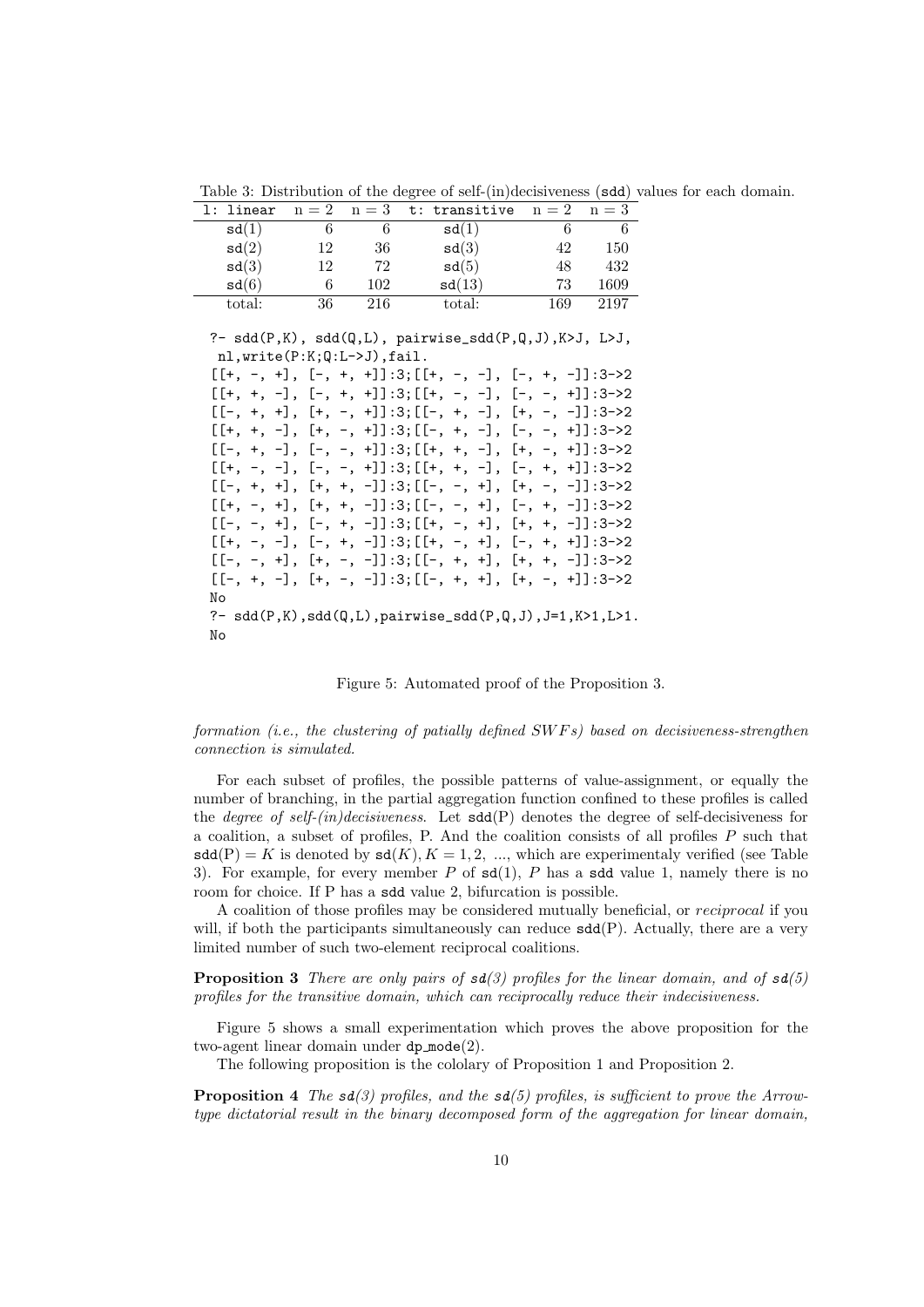Table 3: Distribution of the degree of self-(in)decisiveness (sdd) values for each domain.

| l: linear | n = 2 | n = 3 | t: transitive | n = 2 | n = 3 |
|---|---|---|---|---|---|
| sd(1) | 6 | 6 | sd(1) | 6 | 6 |
| sd(2) | 12 | 36 | sd(3) | 42 | 150 |
| sd(3) | 12 | 72 | sd(5) | 48 | 432 |
| sd(6) | 6 | 102 | sd(13) | 73 | 1609 |
| total: | 36 | 216 | total: | 169 | 2197 |

```
?- sdd(P,K), sdd(Q,L), pairwise_sdd(P,Q,J),K>J, L>J,
 nl,write(P:K;Q:L->J),fail.
[[+, -, +], [-, +, +]]:3;[[+, -, -], [-, +, -]]:3->2
[[+, +, -], [-, +, +]]:3;[[+, -, -], [-, -, +]]:3->2
[[-, +, +], [+, -, +]]:3;[[-, +, -], [+, -, -]]:3->2
[[+, +, -], [+, -, +]]:3;[[-, +, -], [-, -, +]]:3->2
[[-, +, -], [-, -, +]]:3;[[+, +, -], [+, -, +]]:3->2
[[+, -, -], [-, -, +]]:3;[[+, +, -], [-, +, +]]:3->2
[[-, +, +], [+, +, -]]:3;[[-, -, +], [+, -, -]]:3->2
[[+, -, +], [+, +, -]]:3;[[-, -, +], [-, +, -]]:3->2
[[-, -, +], [-, +, -]]:3;[[+, -, +], [+, +, -]]:3->2
[[+, -, -], [-, +, -]]:3;[[+, -, +], [-, +, +]]:3->2
[[-, -, +], [+, -, -]]:3;[[-, +, +], [+, +, -]]:3->2
[[-, +, -], [+, -, -]]:3;[[-, +, +], [+, -, +]]:3->2
No
?- sdd(P,K),sdd(Q,L),pairwise_sdd(P,Q,J),J=1,K>1,L>1.
No
```

Figure 5: Automated proof of the Proposition 3.

*formation (i.e., the clustering of patially defined SWFs) based on decisiveness-strengthen connection is simulated.*

For each subset of profiles, the possible patterns of value-assignment, or equally the number of branching, in the partial aggregation function confined to these profiles is called the *degree of self-(in)decisiveness*. Let sdd(P) denotes the degree of self-decisiveness for a coalition, a subset of profiles, P. And the coalition consists of all profiles $P$ such that $\mathtt{sdd}(P) = K$ is denoted by $\mathtt{sd}(K), K = 1, 2, \ldots$, which are experimentaly verified (see Table 3). For example, for every member $P$ of sd(1), $P$ has a sdd value 1, namely there is no room for choice. If P has a sdd value 2, bifurcation is possible.

A coalition of those profiles may be considered mutually beneficial, or *reciprocal* if you will, if both the participants simultaneously can reduce sdd(P). Actually, there are a very limited number of such two-element reciprocal coalitions.

**Proposition 3** *There are only pairs of sd(3) profiles for the linear domain, and of sd(5) profiles for the transitive domain, which can reciprocally reduce their indecisiveness.*

Figure 5 shows a small experimentation which proves the above proposition for the two-agent linear domain under dp_mode(2).

The following proposition is the cololary of Proposition 1 and Proposition 2.

**Proposition 4** *The sd(3) profiles, and the sd(5) profiles, is sufficient to prove the Arrow-type dictatorial result in the binary decomposed form of the aggregation for linear domain,*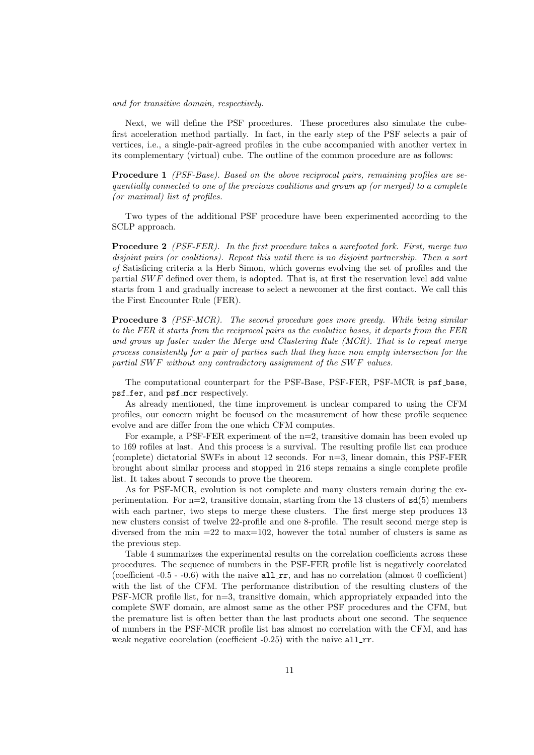*and for transitive domain, respectively.*

Next, we will define the PSF procedures. These procedures also simulate the cube-first acceleration method partially. In fact, in the early step of the PSF selects a pair of vertices, i.e., a single-pair-agreed profiles in the cube accompanied with another vertex in its complementary (virtual) cube. The outline of the common procedure are as follows:

**Procedure 1** *(PSF-Base). Based on the above reciprocal pairs, remaining profiles are sequentially connected to one of the previous coalitions and grown up (or merged) to a complete (or maximal) list of profiles.*

Two types of the additional PSF procedure have been experimented according to the SCLP approach.

**Procedure 2** *(PSF-FER). In the first procedure takes a surefooted fork. First, merge two disjoint pairs (or coalitions). Repeat this until there is no disjoint partnership. Then a sort of* Satisficing criteria a la Herb Simon, which governs evolving the set of profiles and the partial $SWF$ defined over them, is adopted. That is, at first the reservation level `sdd` value starts from 1 and gradually increase to select a newcomer at the first contact. We call this the First Encounter Rule (FER).

**Procedure 3** *(PSF-MCR). The second procedure goes more greedy. While being similar to the FER it starts from the reciprocal pairs as the evolutive bases, it departs from the FER and grows up faster under the Merge and Clustering Rule (MCR). That is to repeat merge process consistently for a pair of parties such that they have non empty intersection for the partial $SWF$ without any contradictory assignment of the $SWF$ values.*

The computational counterpart for the PSF-Base, PSF-FER, PSF-MCR is `psf_base`, `psf_fer`, and `psf_mcr` respectively.

As already mentioned, the time improvement is unclear compared to using the CFM profiles, our concern might be focused on the measurement of how these profile sequence evolve and are differ from the one which CFM computes.

For example, a PSF-FER experiment of the n=2, transitive domain has been evoled up to 169 rofiles at last. And this process is a survival. The resulting profile list can produce (complete) dictatorial SWFs in about 12 seconds. For n=3, linear domain, this PSF-FER brought about similar process and stopped in 216 steps remains a single complete profile list. It takes about 7 seconds to prove the theorem.

As for PSF-MCR, evolution is not complete and many clusters remain during the experimentation. For n=2, transitive domain, starting from the 13 clusters of `sd(5)` members with each partner, two steps to merge these clusters. The first merge step produces 13 new clusters consist of twelve 22-profile and one 8-profile. The result second merge step is diversed from the min =22 to max=102, however the total number of clusters is same as the previous step.

Table 4 summarizes the experimental results on the correlation coefficients across these procedures. The sequence of numbers in the PSF-FER profile list is negatively coorelated (coefficient -0.5 - -0.6) with the naive `all_rr`, and has no correlation (almost 0 coefficient) with the list of the CFM. The performance distribution of the resulting clusters of the PSF-MCR profile list, for n=3, transitive domain, which appropriately expanded into the complete SWF domain, are almost same as the other PSF procedures and the CFM, but the premature list is often better than the last products about one second. The sequence of numbers in the PSF-MCR profile list has almost no correlation with the CFM, and has weak negative coorelation (coefficient -0.25) with the naive `all_rr`.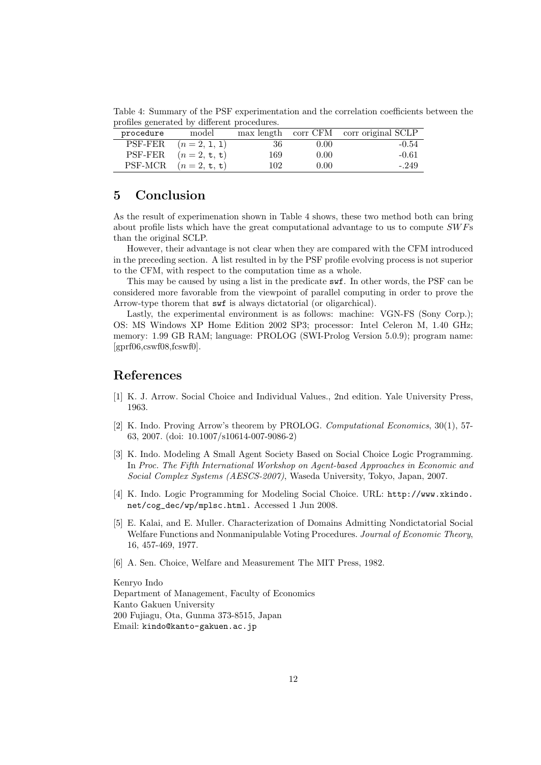Table 4: Summary of the PSF experimentation and the correlation coefficients between the profiles generated by different procedures.

| procedure | model | max length | corr CFM | corr original SCLP |
|---|---|---|---|---|
| PSF-FER | $(n = 2,$ l, l$)$ | 36 | 0.00 | -0.54 |
| PSF-FER | $(n = 2,$ t, t$)$ | 169 | 0.00 | -0.61 |
| PSF-MCR | $(n = 2,$ t, t$)$ | 102 | 0.00 | -.249 |

## 5 Conclusion

As the result of experimenation shown in Table 4 shows, these two method both can bring about profile lists which have the great computational advantage to us to compute *SWF*s than the original SCLP.

However, their advantage is not clear when they are compared with the CFM introduced in the preceding section. A list resulted in by the PSF profile evolving process is not superior to the CFM, with respect to the computation time as a whole.

This may be caused by using a list in the predicate `swf`. In other words, the PSF can be considered more favorable from the viewpoint of parallel computing in order to prove the Arrow-type thorem that `swf` is always dictatorial (or oligarchical).

Lastly, the experimental environment is as follows: machine: VGN-FS (Sony Corp.); OS: MS Windows XP Home Edition 2002 SP3; processor: Intel Celeron M, 1.40 GHz; memory: 1.99 GB RAM; language: PROLOG (SWI-Prolog Version 5.0.9); program name: [gprf06,cswf08,fcswf0].

## References

[1] K. J. Arrow. Social Choice and Individual Values., 2nd edition. Yale University Press, 1963.

[2] K. Indo. Proving Arrow's theorem by PROLOG. *Computational Economics*, 30(1), 57-63, 2007. (doi: 10.1007/s10614-007-9086-2)

[3] K. Indo. Modeling A Small Agent Society Based on Social Choice Logic Programming. In *Proc. The Fifth International Workshop on Agent-based Approaches in Economic and Social Complex Systems (AESCS-2007)*, Waseda University, Tokyo, Japan, 2007.

[4] K. Indo. Logic Programming for Modeling Social Choice. URL: `http://www.xkindo.net/cog_dec/wp/mplsc.html`. Accessed 1 Jun 2008.

[5] E. Kalai, and E. Muller. Characterization of Domains Admitting Nondictatorial Social Welfare Functions and Nonmanipulable Voting Procedures. *Journal of Economic Theory*, 16, 457-469, 1977.

[6] A. Sen. Choice, Welfare and Measurement The MIT Press, 1982.

Kenryo Indo
Department of Management, Faculty of Economics
Kanto Gakuen University
200 Fujiagu, Ota, Gunma 373-8515, Japan
Email: `kindo@kanto-gakuen.ac.jp`